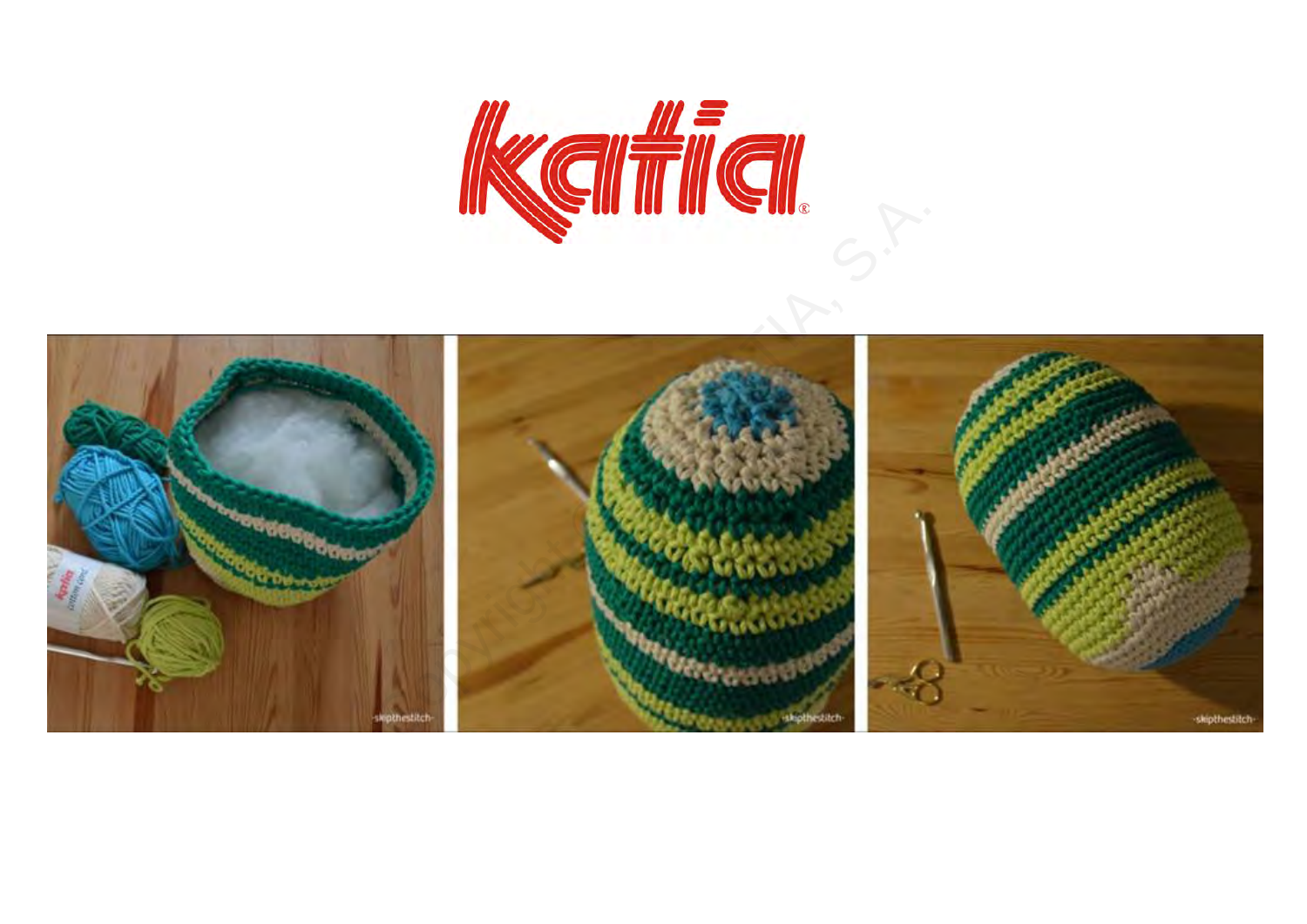katia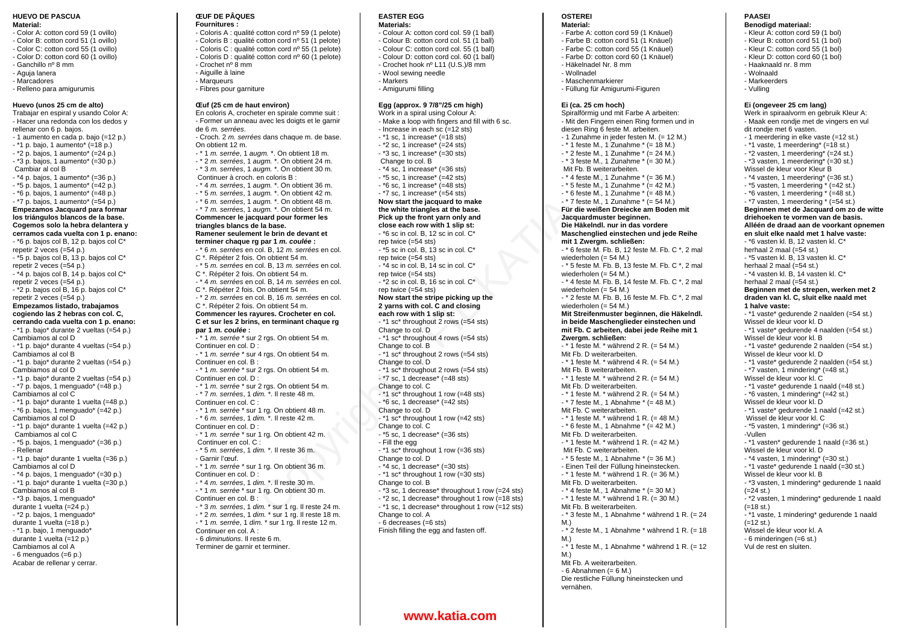## HUEVO DE PASCUA

**Material:**
- Color A: cotton cord 59 (1 ovillo)
- Color B: cotton cord 51 (1 ovillo)
- Color C: cotton cord 55 (1 ovillo)
- Color D: cotton cord 60 (1 ovillo)
- Ganchillo nº 8 mm
- Aguja lanera
- Marcadores
- Relleno para amigurumis

**Huevo (unos 25 cm de alto)**

Trabajar en espiral y usando Color A:
- Hacer una redonda con los dedos y rellenar con 6 p. bajos.
- 1 aumento en cada p. bajo (=12 p.)
- *1 p. bajo, 1 aumento* (=18 p.)
- *2 p. bajos, 1 aumento* (=24 p.)
- *3 p. bajos, 1 aumento* (=30 p.)
 Cambiar al col B
- *4 p. bajos, 1 aumento* (=36 p.)
- *5 p. bajos, 1 aumento* (=42 p.)
- *6 p. bajos, 1 aumento* (=48 p.)
- *7 p. bajos, 1 aumento* (=54 p.)

**Empezamos Jacquard para formar los triángulos blancos de la base. Cogemos solo la hebra delantera y cerramos cada vuelta con 1 p. enano:**
- *6 p. bajos col B, 12 p. bajos col C* repetir 2 veces (=54 p.)
- *5 p. bajos col B, 13 p. bajos col C* repetir 2 veces (=54 p.)
- *4 p. bajos col B, 14 p. bajos col C* repetir 2 veces (=54 p.)
- *2 p. bajos col B, 16 p. bajos col C* repetir 2 veces (=54 p.)

**Empezamos listado, trabajamos cogiendo las 2 hebras con col. C, cerrando cada vuelta con 1 p. enano:**
- *1 p. bajo* durante 2 vueltas (=54 p.)
Cambiamos al col D
- *1 p. bajo* durante 4 vueltas (=54 p.)
Cambiamos al col B
- *1 p. bajo* durante 2 vueltas (=54 p.)
Cambiamos al col D
- *1 p. bajo* durante 2 vueltas (=54 p.)
- *7 p. bajos, 1 menguado* (=48 p.)
Cambiamos al col C
- *1 p. bajo* durante 1 vuelta (=48 p.)
- *6 p. bajos, 1 menguado* (=42 p.)
Cambiamos al col D
- *1 p. bajo* durante 1 vuelta (=42 p.)
 Cambiamos al col C
- *5 p. bajos, 1 menguado* (=36 p.)
- Rellenar
- *1 p. bajo* durante 1 vuelta (=36 p.)
Cambiamos al col D
- *4 p. bajos, 1 menguado* (=30 p.)
- *1 p. bajo* durante 1 vuelta (=30 p.)
Cambiamos al col B
- *3 p. bajos, 1 menguado* durante 1 vuelta (=24 p.)
- *2 p. bajos, 1 menguado* durante 1 vuelta (=18 p.)
- *1 p. bajo, 1 menguado* durante 1 vuelta (=12 p.)
Cambiamos al col A
- 6 menguados (=6 p.)
Acabar de rellenar y cerrar.

## ŒUF DE PÂQUES

**Fournitures :**
- Coloris A : qualité cotton cord nº 59 (1 pelote)
- Coloris B : qualité cotton cord nº 51 (1 pelote)
- Coloris C : qualité cotton cord nº 55 (1 pelote)
- Coloris D : qualité cotton cord nº 60 (1 pelote)
- Crochet nº 8 mm
- Aiguille à laine
- Marqueurs
- Fibres pour garniture

**Œuf (25 cm de haut environ)**

En coloris A, crocheter en spirale comme suit :
- Former un anneau avec les doigts et le garnir de 6 *m. serrées*.
- Croch. 2 *m. serrées* dans chaque m. de base. On obtient 12 m.
- * 1 *m. serrée*, 1 *augm.* *. On obtient 18 m.
- * 2 *m. serrées*, 1 *augm.* *. On obtient 24 m.
- * 3 *m. serrées*, 1 *augm.* *. On obtient 30 m.
 Continuer à croch. en coloris B :
- * 4 *m. serrées*, 1 *augm.* *. On obtient 36 m.
- * 5 *m. serrées*, 1 *augm.* *. On obtient 42 m.
- * 6 *m. serrées*, 1 *augm.* *. On obtient 48 m.
- * 7 *m. serrées*, 1 *augm.* *. On obtient 54 m.

**Commencer le jacquard pour former les triangles blancs de la base. Ramener seulement le brin de devant et terminer chaque rg par 1 *m. coulée* :**
- * 6 *m. serrées* en col. B, 12 *m. serrées* en col. C *. Répéter 2 fois. On obtient 54 m.
- * 5 *m. serrées* en col. B, 13 *m. serrées* en col. C *. Répéter 2 fois. On obtient 54 m.
- * 4 *m. serrées* en col. B, 14 *m. serrées* en col. C *. Répéter 2 fois. On obtient 54 m.
- * 2 *m. serrées* en col. B, 16 *m. serrées* en col. C *. Répéter 2 fois. On obtient 54 m.

**Commencer les rayures. Crocheter en col. C et sur les 2 brins, en terminant chaque rg par 1 *m. coulée* :**
- * 1 *m. serrée* * sur 2 rgs. On obtient 54 m.
Continuer en col. D :
- * 1 *m. serrée* * sur 4 rgs. On obtient 54 m.
Continuer en col. B :
- * 1 *m. serrée* * sur 2 rgs. On obtient 54 m.
Continuer en col. D :
- * 1 *m. serrée* * sur 2 rgs. On obtient 54 m.
- * 7 *m. serrées*, 1 *dim.* *. Il reste 48 m.
Continuer en col. C :
- * 1 *m. serrée* * sur 1 rg. On obtient 48 m.
- * 6 *m. serrées*, 1 *dim.* *. Il reste 42 m.
Continuer en col. D :
- * 1 *m. serrée* * sur 1 rg. On obtient 42 m.
 Continuer en col. C :
- * 5 *m. serrées*, 1 *dim.* *. Il reste 36 m.
- Garnir l'œuf.
- * 1 *m. serrée* * sur 1 rg. On obtient 36 m.
Continuer en col. D :
- * 4 *m. serrées*, 1 *dim.* *. Il reste 30 m.
- * 1 *m. serrée* * sur 1 rg. On obtient 30 m.
Continuer en col. B :
- * 3 *m. serrées*, 1 *dim.* * sur 1 rg. Il reste 24 m.
- * 2 *m. serrées*, 1 *dim.* * sur 1 rg. Il reste 18 m.
- * 1 *m. serrée*, 1 *dim.* * sur 1 rg. Il reste 12 m.
Continuer en col. A :
- 6 *diminutions*. Il reste 6 m.
Terminer de garnir et terminer.

## EASTER EGG

**Materials:**
- Colour A: cotton cord col. 59 (1 ball)
- Colour B: cotton cord col. 51 (1 ball)
- Colour C: cotton cord col. 55 (1 ball)
- Colour D: cotton cord col. 60 (1 ball)
- Crochet hook nº L11 (U.S.)/8 mm
- Wool sewing needle
- Markers
- Amigurumi filling

**Egg (approx. 9 7/8"/25 cm high)**

Work in a spiral using Colour A:
- Make a loop with fingers and fill with 6 sc.
- Increase in each sc (=12 sts)
- *1 sc, 1 increase* (=18 sts)
- *2 sc, 1 increase* (=24 sts)
- *3 sc, 1 increase* (=30 sts)
 Change to col. B
- *4 sc, 1 increase* (=36 sts)
- *5 sc, 1 increase* (=42 sts)
- *6 sc, 1 increase* (=48 sts)
- *7 sc, 1 increase* (=54 sts)

**Now start the jacquard to make the white triangles at the base. Pick up the front yarn only and close each row with 1 slip st:**
- *6 sc in col. B, 12 sc in col. C* rep twice (=54 sts)
- *5 sc in col. B, 13 sc in col. C* rep twice (=54 sts)
- *4 sc in col. B, 14 sc in col. C* rep twice (=54 sts)
- *2 sc in col. B, 16 sc in col. C* rep twice (=54 sts)

**Now start the stripe picking up the 2 yarns with col. C and closing each row with 1 slip st:**
- *1 sc* throughout 2 rows (=54 sts)
Change to col. D
- *1 sc* throughout 4 rows (=54 sts)
Change to col. B
- *1 sc* throughout 2 rows (=54 sts)
Change to col. D
- *1 sc* throughout 2 rows (=54 sts)
- *7 sc, 1 decrease* (=48 sts)
Change to col. C
- *1 sc* throughout 1 row (=48 sts)
- *6 sc, 1 decrease* (=42 sts)
Change to col. D
- *1 sc* throughout 1 row (=42 sts)
Change to col. C
- *5 sc, 1 decrease* (=36 sts)
- Fill the egg
- *1 sc* throughout 1 row (=36 sts)
Change to col. D
- *4 sc, 1 decrease* (=30 sts)
- *1 sc* throughout 1 row (=30 sts)
Change to col. B
- *3 sc, 1 decrease* throughout 1 row (=24 sts)
- *2 sc, 1 decrease* throughout 1 row (=18 sts)
- *1 sc, 1 decrease* throughout 1 row (=12 sts)
Change to col. A
- 6 decreases (=6 sts)
Finish filling the egg and fasten off.

## OSTEREI

**Material:**
- Farbe A: cotton cord 59 (1 Knäuel)
- Farbe B: cotton cord 51 (1 Knäuel)
- Farbe C: cotton cord 55 (1 Knäuel)
- Farbe D: cotton cord 60 (1 Knäuel)
- Häkelnadel Nr. 8 mm
- Wollnadel
- Maschenmarkierer
- Füllung für Amigurumi-Figuren

**Ei (ca. 25 cm hoch)**

Spiralförmig und mit Farbe A arbeiten:
- Mit den Fingern einen Ring formen und in diesen Ring 6 feste M. arbeiten.
- 1 Zunahme in jeder festen M. (= 12 M.)
- * 1 feste M., 1 Zunahme * (= 18 M.)
- * 2 feste M., 1 Zunahme * (= 24 M.)
- * 3 feste M., 1 Zunahme * (= 30 M.)
 Mit Fb. B weiterarbeiten.
- * 4 feste M., 1 Zunahme * (= 36 M.)
- * 5 feste M., 1 Zunahme * (= 42 M.)
- * 6 feste M., 1 Zunahme * (= 48 M.)
- * 7 feste M., 1 Zunahme * (= 54 M.)

**Für die weißen Dreiecke am Boden mit Jacquardmuster beginnen. Die Häkelndl. nur in das vordere Maschenglied einstechen und jede Reihe mit 1 Zwergm. schließen:**
- * 6 feste M. Fb. B, 12 feste M. Fb. C *, 2 mal wiederholen (= 54 M.)
- * 5 feste M. Fb. B, 13 feste M. Fb. C *, 2 mal wiederholen (= 54 M.)
- * 4 feste M. Fb. B, 14 feste M. Fb. C *, 2 mal wiederholen (= 54 M.)
- * 2 feste M. Fb. B, 16 feste M. Fb. C *, 2 mal wiederholen (= 54 M.)

**Mit Streifenmuster beginnen, die Häkelndl. in beide Maschenglieder einstechen und mit Fb. C arbeiten, dabei jede Reihe mit 1 Zwergm. schließen:**
- * 1 feste M. * während 2 R. (= 54 M.)
Mit Fb. D weiterarbeiten.
- * 1 feste M. * während 4 R. (= 54 M.)
Mit Fb. B weiterarbeiten.
- * 1 feste M. * während 2 R. (= 54 M.)
Mit Fb. D weiterarbeiten.
- * 1 feste M. * während 2 R. (= 54 M.)
- * 7 feste M., 1 Abnahme * (= 48 M.)
Mit Fb. C weiterarbeiten.
- * 1 feste M. * während 1 R. (= 48 M.)
- * 6 feste M., 1 Abnahme * (= 42 M.)
Mit Fb. D weiterarbeiten.
- * 1 feste M. * während 1 R. (= 42 M.)
 Mit Fb. C weiterarbeiten.
- * 5 feste M., 1 Abnahme * (= 36 M.)
- Einen Teil der Füllung hineinstecken.
- * 1 feste M. * während 1 R. (= 36 M.)
Mit Fb. D weiterarbeiten.
- * 4 feste M., 1 Abnahme * (= 30 M.)
- * 1 feste M. * während 1 R. (= 30 M.)
Mit Fb. B weiterarbeiten.
- * 3 feste M., 1 Abnahme * während 1 R. (= 24 M.)
- * 2 feste M., 1 Abnahme * während 1 R. (= 18 M.)
- * 1 feste M., 1 Abnahme * während 1 R. (= 12 M.)
Mit Fb. A weiterarbeiten.
- 6 Abnahmen (= 6 M.)
Die restliche Füllung hineinstecken und vernähen.

## PAASEI

**Benodigd materiaal:**
- Kleur A: cotton cord 59 (1 bol)
- Kleur B: cotton cord 51 (1 bol)
- Kleur C: cotton cord 55 (1 bol)
- Kleur D: cotton cord 60 (1 bol)
- Haaknaald nr. 8 mm
- Wolnaald
- Markeerders
- Vulling

**Ei (ongeveer 25 cm lang)**

Werk in spiraalvorm en gebruik Kleur A:
- Maak een rondje met de vingers en vul dit rondje met 6 vasten.
- 1 meerdering in elke vaste (=12 st.)
- *1 vaste, 1 meerdering* (=18 st.)
- *2 vasten, 1 meerdering* (=24 st.)
- *3 vasten, 1 meerdering* (=30 st.)
Wissel de kleur voor Kleur B
- *4 vasten, 1 meerdering* (=36 st.)
- *5 vasten, 1 meerdering * (=42 st.)
- *6 vasten, 1 meerdering * (=48 st.)
- *7 vasten, 1 meerdering * (=54 st.)

**Beginnen met de Jacquard om zo de witte driehoeken te vormen van de basis. Alléén de draad aan de voorkant opnemen en sluit elke naald met 1 halve vaste:**
- *6 vasten kl. B, 12 vasten kl. C* herhaal 2 maal (=54 st.)
- *5 vasten kl. B, 13 vasten kl. C* herhaal 2 maal (=54 st.)
- *4 vasten kl. B, 14 vasten kl. C* herhaal 2 maal (=54 st.)

**Beginnen met de strepen, werken met 2 draden van kl. C, sluit elke naald met 1 halve vaste:**
- *1 vaste* gedurende 2 naalden (=54 st.)
Wissel de kleur voor kl. D
- *1 vaste* gedurende 4 naalden (=54 st.)
Wissel de kleur voor kl. B
- *1 vaste* gedurende 2 naalden (=54 st.)
Wissel de kleur voor kl. D
- *1 vaste* gedurende 2 naalden (=54 st.)
- *7 vasten, 1 mindering* (=48 st.)
Wissel de kleur voor kl. C
- *1 vaste* gedurende 1 naald (=48 st.)
- *6 vasten, 1 mindering* (=42 st.)
Wissel de kleur voor kl. D
- *1 vaste* gedurende 1 naald (=42 st.)
 Wissel de kleur voor kl. C
- *5 vasten, 1 mindering* (=36 st.)
-Vullen
- *1 vasten* gedurende 1 naald (=36 st.)
Wissel de kleur voor kl. D
- *4 vasten, 1 mindering* (=30 st.)
- *1 vaste* gedurende 1 naald (=30 st.)
Wissel de kleur voor kl. B
- *3 vasten, 1 mindering* gedurende 1 naald (=24 st.)
- *2 vasten, 1 mindering* gedurende 1 naald (=18 st.)
- *1 vaste, 1 mindering* gedurende 1 naald (=12 st.)
Wissel de kleur voor kl. A
- 6 minderingen (=6 st.)
Vul de rest en sluiten.

**www.katia.com**